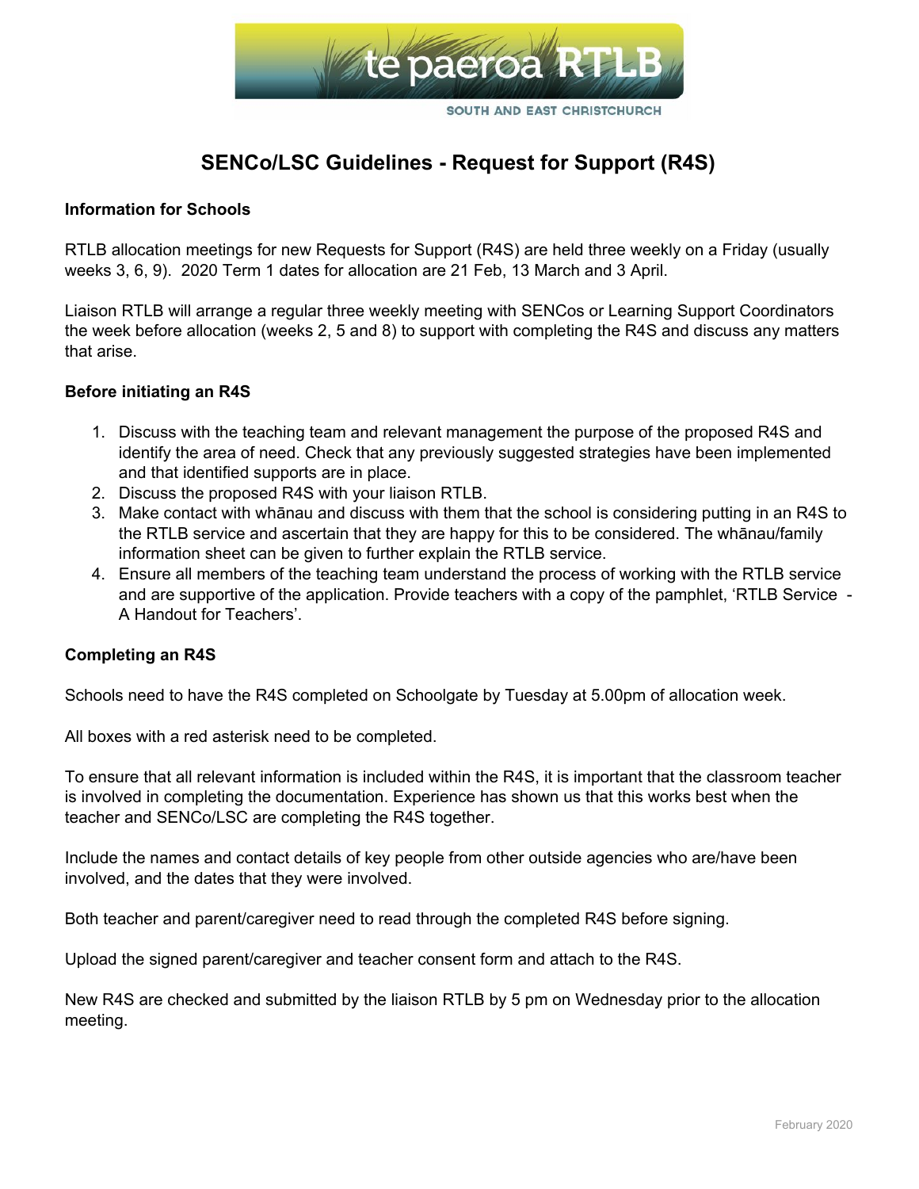te paeroa RTLB

SOUTH AND EAST CHRISTCHURCH

# SENCo/LSC Guidelines - Request for Support (R4S)

**Information for Schools**

RTLB allocation meetings for new Requests for Support (R4S) are held three weekly on a Friday (usually weeks 3, 6, 9). 2020 Term 1 dates for allocation are 21 Feb, 13 March and 3 April.

Liaison RTLB will arrange a regular three weekly meeting with SENCos or Learning Support Coordinators the week before allocation (weeks 2, 5 and 8) to support with completing the R4S and discuss any matters that arise.

**Before initiating an R4S**

1. Discuss with the teaching team and relevant management the purpose of the proposed R4S and identify the area of need. Check that any previously suggested strategies have been implemented and that identified supports are in place.
2. Discuss the proposed R4S with your liaison RTLB.
3. Make contact with whānau and discuss with them that the school is considering putting in an R4S to the RTLB service and ascertain that they are happy for this to be considered. The whānau/family information sheet can be given to further explain the RTLB service.
4. Ensure all members of the teaching team understand the process of working with the RTLB service and are supportive of the application. Provide teachers with a copy of the pamphlet, 'RTLB Service - A Handout for Teachers'.

**Completing an R4S**

Schools need to have the R4S completed on Schoolgate by Tuesday at 5.00pm of allocation week.

All boxes with a red asterisk need to be completed.

To ensure that all relevant information is included within the R4S, it is important that the classroom teacher is involved in completing the documentation. Experience has shown us that this works best when the teacher and SENCo/LSC are completing the R4S together.

Include the names and contact details of key people from other outside agencies who are/have been involved, and the dates that they were involved.

Both teacher and parent/caregiver need to read through the completed R4S before signing.

Upload the signed parent/caregiver and teacher consent form and attach to the R4S.

New R4S are checked and submitted by the liaison RTLB by 5 pm on Wednesday prior to the allocation meeting.

February 2020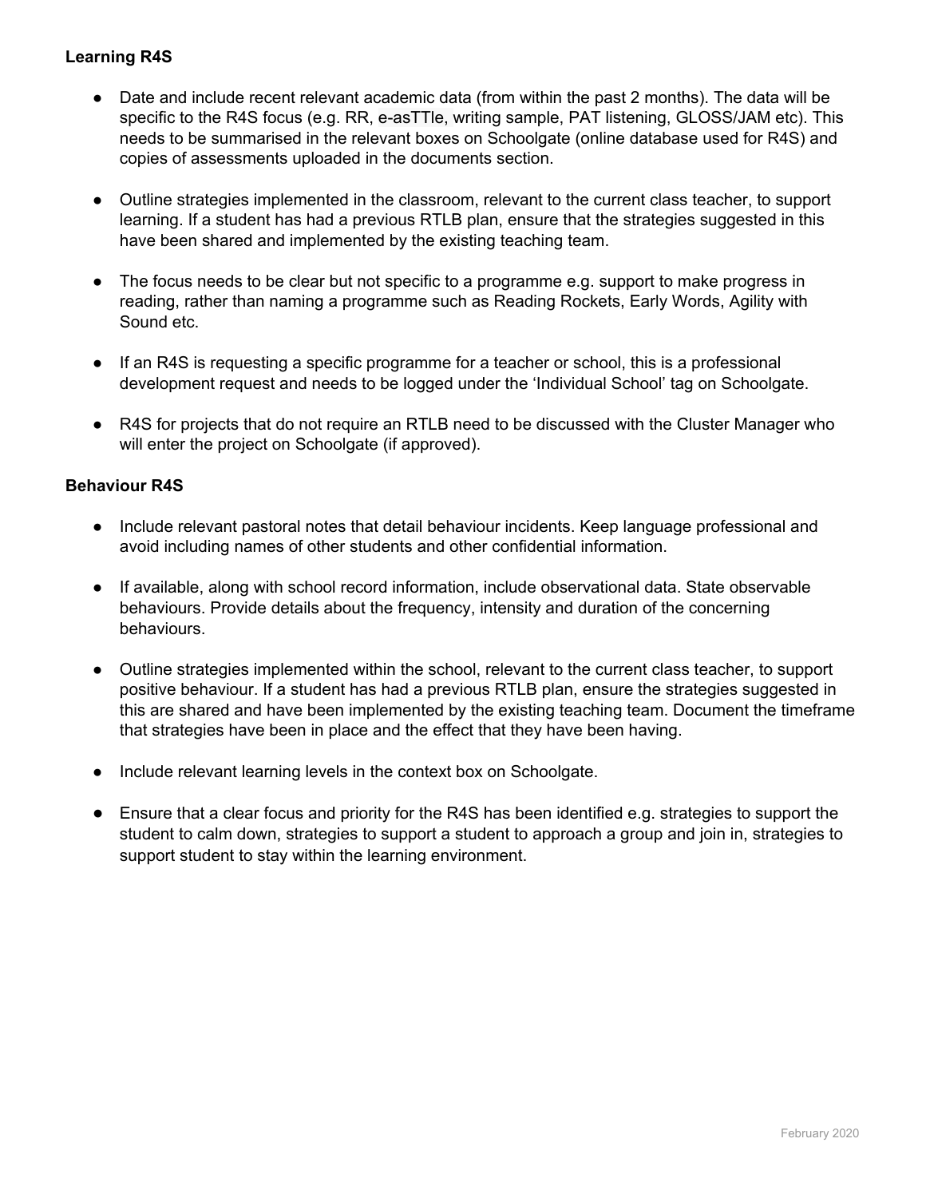**Learning R4S**

- Date and include recent relevant academic data (from within the past 2 months). The data will be specific to the R4S focus (e.g. RR, e-asTTle, writing sample, PAT listening, GLOSS/JAM etc). This needs to be summarised in the relevant boxes on Schoolgate (online database used for R4S) and copies of assessments uploaded in the documents section.

- Outline strategies implemented in the classroom, relevant to the current class teacher, to support learning. If a student has had a previous RTLB plan, ensure that the strategies suggested in this have been shared and implemented by the existing teaching team.

- The focus needs to be clear but not specific to a programme e.g. support to make progress in reading, rather than naming a programme such as Reading Rockets, Early Words, Agility with Sound etc.

- If an R4S is requesting a specific programme for a teacher or school, this is a professional development request and needs to be logged under the 'Individual School' tag on Schoolgate.

- R4S for projects that do not require an RTLB need to be discussed with the Cluster Manager who will enter the project on Schoolgate (if approved).

**Behaviour R4S**

- Include relevant pastoral notes that detail behaviour incidents. Keep language professional and avoid including names of other students and other confidential information.

- If available, along with school record information, include observational data. State observable behaviours. Provide details about the frequency, intensity and duration of the concerning behaviours.

- Outline strategies implemented within the school, relevant to the current class teacher, to support positive behaviour. If a student has had a previous RTLB plan, ensure the strategies suggested in this are shared and have been implemented by the existing teaching team. Document the timeframe that strategies have been in place and the effect that they have been having.

- Include relevant learning levels in the context box on Schoolgate.

- Ensure that a clear focus and priority for the R4S has been identified e.g. strategies to support the student to calm down, strategies to support a student to approach a group and join in, strategies to support student to stay within the learning environment.